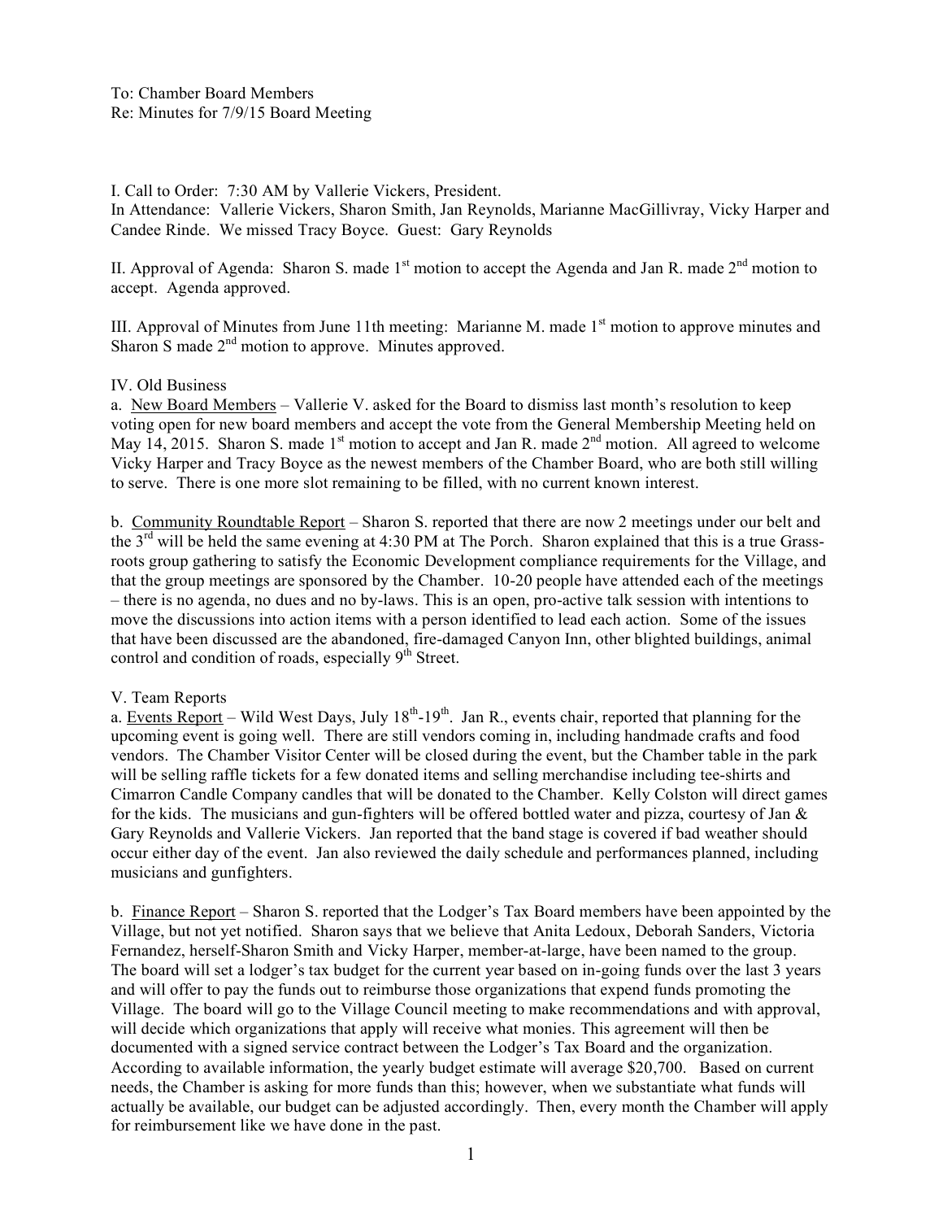To: Chamber Board Members
Re: Minutes for 7/9/15 Board Meeting

I. Call to Order: 7:30 AM by Vallerie Vickers, President.
In Attendance: Vallerie Vickers, Sharon Smith, Jan Reynolds, Marianne MacGillivray, Vicky Harper and Candee Rinde. We missed Tracy Boyce. Guest: Gary Reynolds

II. Approval of Agenda: Sharon S. made 1st motion to accept the Agenda and Jan R. made 2nd motion to accept. Agenda approved.

III. Approval of Minutes from June 11th meeting: Marianne M. made 1st motion to approve minutes and Sharon S made 2nd motion to approve. Minutes approved.

IV. Old Business

a. New Board Members – Vallerie V. asked for the Board to dismiss last month's resolution to keep voting open for new board members and accept the vote from the General Membership Meeting held on May 14, 2015. Sharon S. made 1st motion to accept and Jan R. made 2nd motion. All agreed to welcome Vicky Harper and Tracy Boyce as the newest members of the Chamber Board, who are both still willing to serve. There is one more slot remaining to be filled, with no current known interest.

b. Community Roundtable Report – Sharon S. reported that there are now 2 meetings under our belt and the 3rd will be held the same evening at 4:30 PM at The Porch. Sharon explained that this is a true Grass-roots group gathering to satisfy the Economic Development compliance requirements for the Village, and that the group meetings are sponsored by the Chamber. 10-20 people have attended each of the meetings – there is no agenda, no dues and no by-laws. This is an open, pro-active talk session with intentions to move the discussions into action items with a person identified to lead each action. Some of the issues that have been discussed are the abandoned, fire-damaged Canyon Inn, other blighted buildings, animal control and condition of roads, especially 9th Street.

V. Team Reports

a. Events Report – Wild West Days, July 18th-19th. Jan R., events chair, reported that planning for the upcoming event is going well. There are still vendors coming in, including handmade crafts and food vendors. The Chamber Visitor Center will be closed during the event, but the Chamber table in the park will be selling raffle tickets for a few donated items and selling merchandise including tee-shirts and Cimarron Candle Company candles that will be donated to the Chamber. Kelly Colston will direct games for the kids. The musicians and gun-fighters will be offered bottled water and pizza, courtesy of Jan & Gary Reynolds and Vallerie Vickers. Jan reported that the band stage is covered if bad weather should occur either day of the event. Jan also reviewed the daily schedule and performances planned, including musicians and gunfighters.

b. Finance Report – Sharon S. reported that the Lodger's Tax Board members have been appointed by the Village, but not yet notified. Sharon says that we believe that Anita Ledoux, Deborah Sanders, Victoria Fernandez, herself-Sharon Smith and Vicky Harper, member-at-large, have been named to the group. The board will set a lodger's tax budget for the current year based on in-going funds over the last 3 years and will offer to pay the funds out to reimburse those organizations that expend funds promoting the Village. The board will go to the Village Council meeting to make recommendations and with approval, will decide which organizations that apply will receive what monies. This agreement will then be documented with a signed service contract between the Lodger's Tax Board and the organization. According to available information, the yearly budget estimate will average $20,700. Based on current needs, the Chamber is asking for more funds than this; however, when we substantiate what funds will actually be available, our budget can be adjusted accordingly. Then, every month the Chamber will apply for reimbursement like we have done in the past.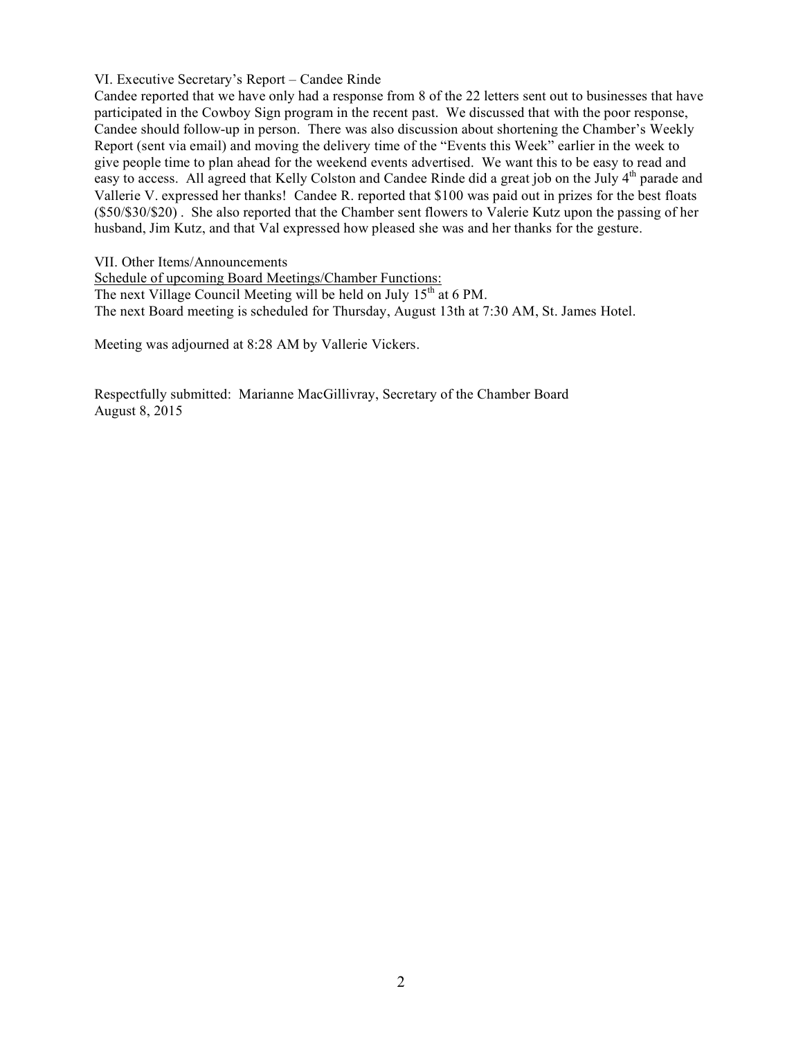VI. Executive Secretary's Report – Candee Rinde

Candee reported that we have only had a response from 8 of the 22 letters sent out to businesses that have participated in the Cowboy Sign program in the recent past. We discussed that with the poor response, Candee should follow-up in person. There was also discussion about shortening the Chamber's Weekly Report (sent via email) and moving the delivery time of the "Events this Week" earlier in the week to give people time to plan ahead for the weekend events advertised. We want this to be easy to read and easy to access. All agreed that Kelly Colston and Candee Rinde did a great job on the July 4th parade and Vallerie V. expressed her thanks! Candee R. reported that $100 was paid out in prizes for the best floats ($50/$30/$20) . She also reported that the Chamber sent flowers to Valerie Kutz upon the passing of her husband, Jim Kutz, and that Val expressed how pleased she was and her thanks for the gesture.

VII. Other Items/Announcements

Schedule of upcoming Board Meetings/Chamber Functions:

The next Village Council Meeting will be held on July 15th at 6 PM.

The next Board meeting is scheduled for Thursday, August 13th at 7:30 AM, St. James Hotel.

Meeting was adjourned at 8:28 AM by Vallerie Vickers.

Respectfully submitted: Marianne MacGillivray, Secretary of the Chamber Board

August 8, 2015